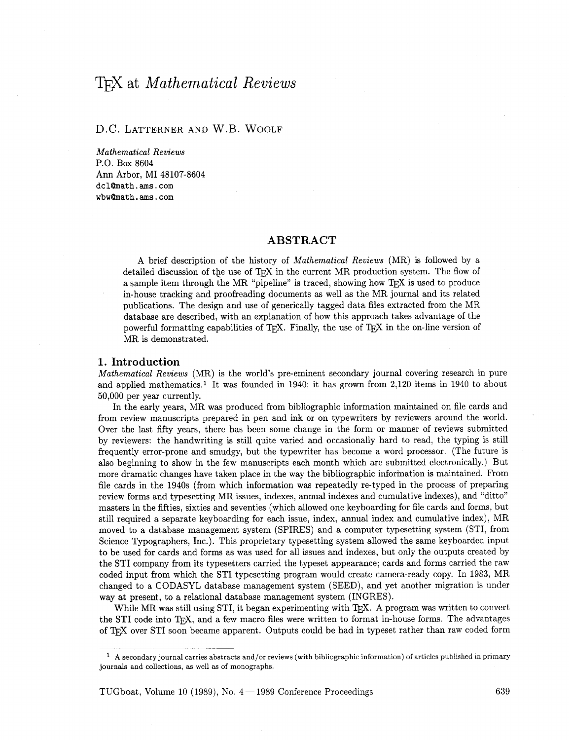# TEX at *Mathematical Reviews*

D.C. Latterner and W.B. Woolf

*Mathematical Reviews*
P.O. Box 8604
Ann Arbor, MI 48107-8604
dcl@math.ams.com
wbw@math.ams.com

## ABSTRACT

A brief description of the history of *Mathematical Reviews* (MR) is followed by a detailed discussion of the use of TEX in the current MR production system. The flow of a sample item through the MR "pipeline" is traced, showing how TEX is used to produce in-house tracking and proofreading documents as well as the MR journal and its related publications. The design and use of generically tagged data files extracted from the MR database are described, with an explanation of how this approach takes advantage of the powerful formatting capabilities of TEX. Finally, the use of TEX in the on-line version of MR is demonstrated.

## 1. Introduction

*Mathematical Reviews* (MR) is the world's pre-eminent secondary journal covering research in pure and applied mathematics.[1] It was founded in 1940; it has grown from 2,120 items in 1940 to about 50,000 per year currently.

In the early years, MR was produced from bibliographic information maintained on file cards and from review manuscripts prepared in pen and ink or on typewriters by reviewers around the world. Over the last fifty years, there has been some change in the form or manner of reviews submitted by reviewers: the handwriting is still quite varied and occasionally hard to read, the typing is still frequently error-prone and smudgy, but the typewriter has become a word processor. (The future is also beginning to show in the few manuscripts each month which are submitted electronically.) But more dramatic changes have taken place in the way the bibliographic information is maintained. From file cards in the 1940s (from which information was repeatedly re-typed in the process of preparing review forms and typesetting MR issues, indexes, annual indexes and cumulative indexes), and "ditto" masters in the fifties, sixties and seventies (which allowed one keyboarding for file cards and forms, but still required a separate keyboarding for each issue, index, annual index and cumulative index), MR moved to a database management system (SPIRES) and a computer typesetting system (STI, from Science Typographers, Inc.). This proprietary typesetting system allowed the same keyboarded input to be used for cards and forms as was used for all issues and indexes, but only the outputs created by the STI company from its typesetters carried the typeset appearance; cards and forms carried the raw coded input from which the STI typesetting program would create camera-ready copy. In 1983, MR changed to a CODASYL database management system (SEED), and yet another migration is under way at present, to a relational database management system (INGRES).

While MR was still using STI, it began experimenting with TEX. A program was written to convert the STI code into TEX, and a few macro files were written to format in-house forms. The advantages of TEX over STI soon became apparent. Outputs could be had in typeset rather than raw coded form

---

[1] A secondary journal carries abstracts and/or reviews (with bibliographic information) of articles published in primary journals and collections, as well as of monographs.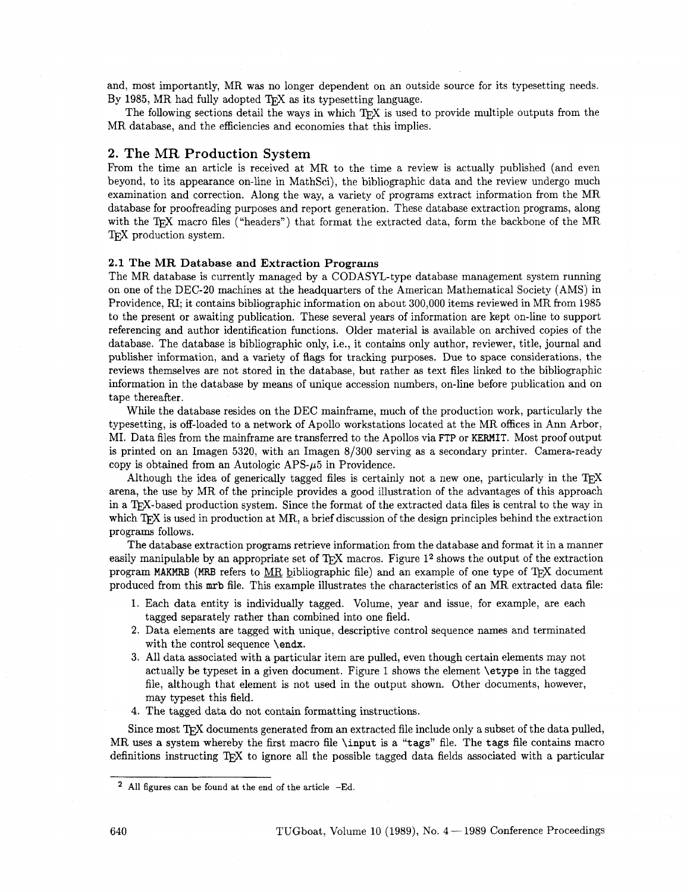and, most importantly, MR was no longer dependent on an outside source for its typesetting needs. By 1985, MR had fully adopted TEX as its typesetting language.

The following sections detail the ways in which TEX is used to provide multiple outputs from the MR database, and the efficiencies and economies that this implies.

## 2. The MR Production System

From the time an article is received at MR to the time a review is actually published (and even beyond, to its appearance on-line in MathSci), the bibliographic data and the review undergo much examination and correction. Along the way, a variety of programs extract information from the MR database for proofreading purposes and report generation. These database extraction programs, along with the TEX macro files ("headers") that format the extracted data, form the backbone of the MR TEX production system.

### 2.1 The MR Database and Extraction Programs

The MR database is currently managed by a CODASYL-type database management system running on one of the DEC-20 machines at the headquarters of the American Mathematical Society (AMS) in Providence, RI; it contains bibliographic information on about 300,000 items reviewed in MR from 1985 to the present or awaiting publication. These several years of information are kept on-line to support referencing and author identification functions. Older material is available on archived copies of the database. The database is bibliographic only, i.e., it contains only author, reviewer, title, journal and publisher information, and a variety of flags for tracking purposes. Due to space considerations, the reviews themselves are not stored in the database, but rather as text files linked to the bibliographic information in the database by means of unique accession numbers, on-line before publication and on tape thereafter.

While the database resides on the DEC mainframe, much of the production work, particularly the typesetting, is off-loaded to a network of Apollo workstations located at the MR offices in Ann Arbor, MI. Data files from the mainframe are transferred to the Apollos via `FTP` or `KERMIT`. Most proof output is printed on an Imagen 5320, with an Imagen 8/300 serving as a secondary printer. Camera-ready copy is obtained from an Autologic APS-$\mu$5 in Providence.

Although the idea of generically tagged files is certainly not a new one, particularly in the TEX arena, the use by MR of the principle provides a good illustration of the advantages of this approach in a TEX-based production system. Since the format of the extracted data files is central to the way in which TEX is used in production at MR, a brief discussion of the design principles behind the extraction programs follows.

The database extraction programs retrieve information from the database and format it in a manner easily manipulable by an appropriate set of TEX macros. Figure 1[2] shows the output of the extraction program `MAKMRB` (`MRB` refers to MR bibliographic file) and an example of one type of TEX document produced from this `mrb` file. This example illustrates the characteristics of an MR extracted data file:

1. Each data entity is individually tagged. Volume, year and issue, for example, are each tagged separately rather than combined into one field.
2. Data elements are tagged with unique, descriptive control sequence names and terminated with the control sequence `\endx`.
3. All data associated with a particular item are pulled, even though certain elements may not actually be typeset in a given document. Figure 1 shows the element `\etype` in the tagged file, although that element is not used in the output shown. Other documents, however, may typeset this field.
4. The tagged data do not contain formatting instructions.

Since most TEX documents generated from an extracted file include only a subset of the data pulled, MR uses a system whereby the first macro file `\input` is a "tags" file. The `tags` file contains macro definitions instructing TEX to ignore all the possible tagged data fields associated with a particular

---

[2] All figures can be found at the end of the article –Ed.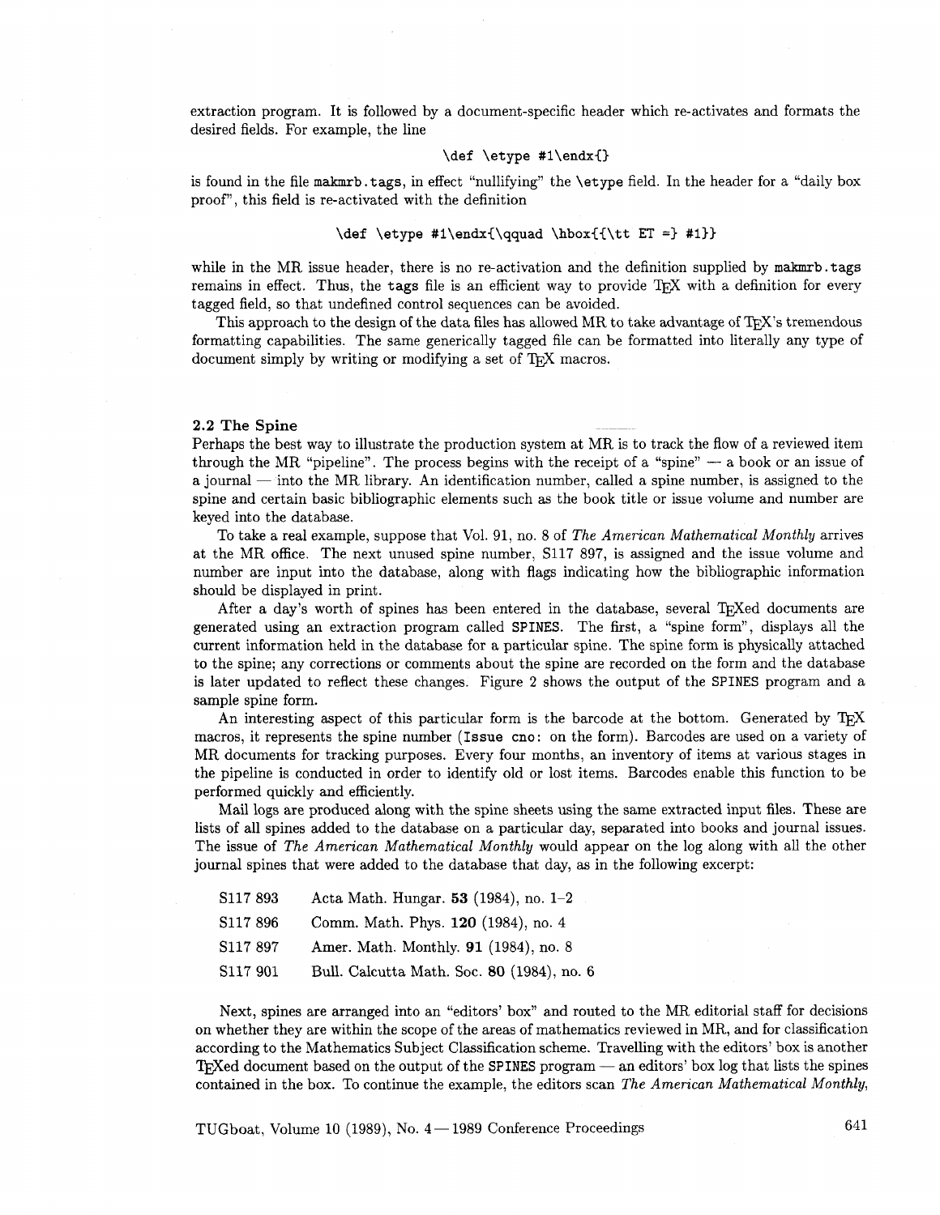extraction program. It is followed by a document-specific header which re-activates and formats the desired fields. For example, the line

```
\def \etype #1\endx{}
```

is found in the file `makmrb.tags`, in effect "nullifying" the `\etype` field. In the header for a "daily box proof", this field is re-activated with the definition

```
\def \etype #1\endx{\qquad \hbox{{\tt ET =} #1}}
```

while in the MR issue header, there is no re-activation and the definition supplied by `makmrb.tags` remains in effect. Thus, the `tags` file is an efficient way to provide TEX with a definition for every tagged field, so that undefined control sequences can be avoided.

This approach to the design of the data files has allowed MR to take advantage of TEX's tremendous formatting capabilities. The same generically tagged file can be formatted into literally any type of document simply by writing or modifying a set of TEX macros.

### 2.2 The Spine

Perhaps the best way to illustrate the production system at MR is to track the flow of a reviewed item through the MR "pipeline". The process begins with the receipt of a "spine" — a book or an issue of a journal — into the MR library. An identification number, called a spine number, is assigned to the spine and certain basic bibliographic elements such as the book title or issue volume and number are keyed into the database.

To take a real example, suppose that Vol. 91, no. 8 of *The American Mathematical Monthly* arrives at the MR office. The next unused spine number, S117 897, is assigned and the issue volume and number are input into the database, along with flags indicating how the bibliographic information should be displayed in print.

After a day's worth of spines has been entered in the database, several TEXed documents are generated using an extraction program called `SPINES`. The first, a "spine form", displays all the current information held in the database for a particular spine. The spine form is physically attached to the spine; any corrections or comments about the spine are recorded on the form and the database is later updated to reflect these changes. Figure 2 shows the output of the `SPINES` program and a sample spine form.

An interesting aspect of this particular form is the barcode at the bottom. Generated by TEX macros, it represents the spine number (`Issue cno:` on the form). Barcodes are used on a variety of MR documents for tracking purposes. Every four months, an inventory of items at various stages in the pipeline is conducted in order to identify old or lost items. Barcodes enable this function to be performed quickly and efficiently.

Mail logs are produced along with the spine sheets using the same extracted input files. These are lists of all spines added to the database on a particular day, separated into books and journal issues. The issue of *The American Mathematical Monthly* would appear on the log along with all the other journal spines that were added to the database that day, as in the following excerpt:

| | |
|---|---|
| S117 893 | Acta Math. Hungar. **53** (1984), no. 1–2 |
| S117 896 | Comm. Math. Phys. **120** (1984), no. 4 |
| S117 897 | Amer. Math. Monthly. **91** (1984), no. 8 |
| S117 901 | Bull. Calcutta Math. Soc. **80** (1984), no. 6 |

Next, spines are arranged into an "editors' box" and routed to the MR editorial staff for decisions on whether they are within the scope of the areas of mathematics reviewed in MR, and for classification according to the Mathematics Subject Classification scheme. Travelling with the editors' box is another TEXed document based on the output of the `SPINES` program — an editors' box log that lists the spines contained in the box. To continue the example, the editors scan *The American Mathematical Monthly*,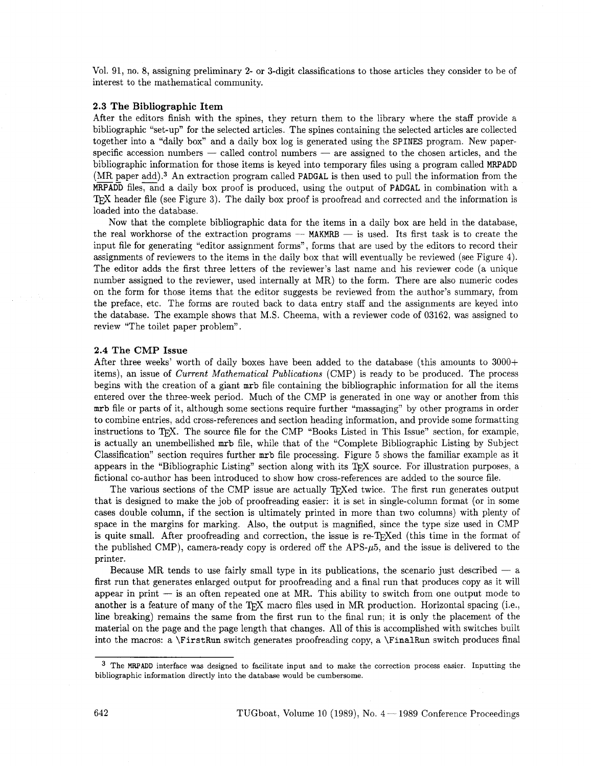Vol. 91, no. 8, assigning preliminary 2- or 3-digit classifications to those articles they consider to be of interest to the mathematical community.

### 2.3 The Bibliographic Item

After the editors finish with the spines, they return them to the library where the staff provide a bibliographic "set-up" for the selected articles. The spines containing the selected articles are collected together into a "daily box" and a daily box log is generated using the `SPINES` program. New paper-specific accession numbers — called control numbers — are assigned to the chosen articles, and the bibliographic information for those items is keyed into temporary files using a program called `MRPADD` (MR paper add).[3] An extraction program called `PADGAL` is then used to pull the information from the `MRPADD` files, and a daily box proof is produced, using the output of `PADGAL` in combination with a TEX header file (see Figure 3). The daily box proof is proofread and corrected and the information is loaded into the database.

Now that the complete bibliographic data for the items in a daily box are held in the database, the real workhorse of the extraction programs — `MAKMRB` — is used. Its first task is to create the input file for generating "editor assignment forms", forms that are used by the editors to record their assignments of reviewers to the items in the daily box that will eventually be reviewed (see Figure 4). The editor adds the first three letters of the reviewer's last name and his reviewer code (a unique number assigned to the reviewer, used internally at MR) to the form. There are also numeric codes on the form for those items that the editor suggests be reviewed from the author's summary, from the preface, etc. The forms are routed back to data entry staff and the assignments are keyed into the database. The example shows that M.S. Cheema, with a reviewer code of 03162, was assigned to review "The toilet paper problem".

### 2.4 The CMP Issue

After three weeks' worth of daily boxes have been added to the database (this amounts to 3000+ items), an issue of *Current Mathematical Publications* (CMP) is ready to be produced. The process begins with the creation of a giant `mrb` file containing the bibliographic information for all the items entered over the three-week period. Much of the CMP is generated in one way or another from this `mrb` file or parts of it, although some sections require further "massaging" by other programs in order to combine entries, add cross-references and section heading information, and provide some formatting instructions to TEX. The source file for the CMP "Books Listed in This Issue" section, for example, is actually an unembellished `mrb` file, while that of the "Complete Bibliographic Listing by Subject Classification" section requires further `mrb` file processing. Figure 5 shows the familiar example as it appears in the "Bibliographic Listing" section along with its TEX source. For illustration purposes, a fictional co-author has been introduced to show how cross-references are added to the source file.

The various sections of the CMP issue are actually TEXed twice. The first run generates output that is designed to make the job of proofreading easier: it is set in single-column format (or in some cases double column, if the section is ultimately printed in more than two columns) with plenty of space in the margins for marking. Also, the output is magnified, since the type size used in CMP is quite small. After proofreading and correction, the issue is re-TEXed (this time in the format of the published CMP), camera-ready copy is ordered off the APS-$\mu$5, and the issue is delivered to the printer.

Because MR tends to use fairly small type in its publications, the scenario just described — a first run that generates enlarged output for proofreading and a final run that produces copy as it will appear in print — is an often repeated one at MR. This ability to switch from one output mode to another is a feature of many of the TEX macro files used in MR production. Horizontal spacing (i.e., line breaking) remains the same from the first run to the final run; it is only the placement of the material on the page and the page length that changes. All of this is accomplished with switches built into the macros: a `\FirstRun` switch generates proofreading copy, a `\FinalRun` switch produces final

[3] The `MRPADD` interface was designed to facilitate input and to make the correction process easier. Inputting the bibliographic information directly into the database would be cumbersome.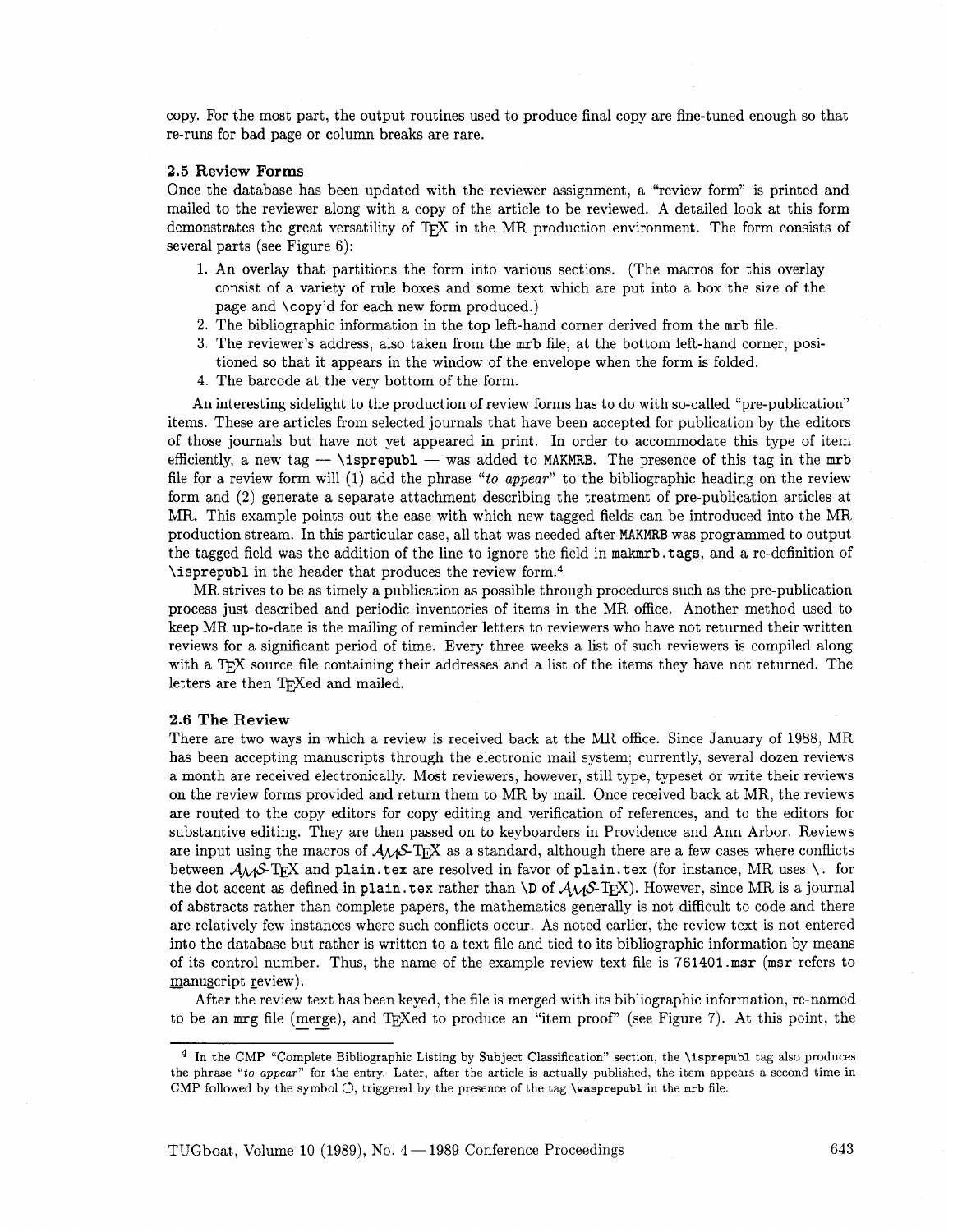copy. For the most part, the output routines used to produce final copy are fine-tuned enough so that re-runs for bad page or column breaks are rare.

### 2.5 Review Forms

Once the database has been updated with the reviewer assignment, a "review form" is printed and mailed to the reviewer along with a copy of the article to be reviewed. A detailed look at this form demonstrates the great versatility of TeX in the MR production environment. The form consists of several parts (see Figure 6):

1. An overlay that partitions the form into various sections. (The macros for this overlay consist of a variety of rule boxes and some text which are put into a box the size of the page and `\copy`'d for each new form produced.)
2. The bibliographic information in the top left-hand corner derived from the `mrb` file.
3. The reviewer's address, also taken from the `mrb` file, at the bottom left-hand corner, positioned so that it appears in the window of the envelope when the form is folded.
4. The barcode at the very bottom of the form.

An interesting sidelight to the production of review forms has to do with so-called "pre-publication" items. These are articles from selected journals that have been accepted for publication by the editors of those journals but have not yet appeared in print. In order to accommodate this type of item efficiently, a new tag — `\isprepubl` — was added to `MAKMRB`. The presence of this tag in the `mrb` file for a review form will (1) add the phrase "*to appear*" to the bibliographic heading on the review form and (2) generate a separate attachment describing the treatment of pre-publication articles at MR. This example points out the ease with which new tagged fields can be introduced into the MR production stream. In this particular case, all that was needed after `MAKMRB` was programmed to output the tagged field was the addition of the line to ignore the field in `makmrb.tags`, and a re-definition of `\isprepubl` in the header that produces the review form.[4]

MR strives to be as timely a publication as possible through procedures such as the pre-publication process just described and periodic inventories of items in the MR office. Another method used to keep MR up-to-date is the mailing of reminder letters to reviewers who have not returned their written reviews for a significant period of time. Every three weeks a list of such reviewers is compiled along with a TeX source file containing their addresses and a list of the items they have not returned. The letters are then TeXed and mailed.

### 2.6 The Review

There are two ways in which a review is received back at the MR office. Since January of 1988, MR has been accepting manuscripts through the electronic mail system; currently, several dozen reviews a month are received electronically. Most reviewers, however, still type, typeset or write their reviews on the review forms provided and return them to MR by mail. Once received back at MR, the reviews are routed to the copy editors for copy editing and verification of references, and to the editors for substantive editing. They are then passed on to keyboarders in Providence and Ann Arbor. Reviews are input using the macros of AMS-TeX as a standard, although there are a few cases where conflicts between AMS-TeX and `plain.tex` are resolved in favor of `plain.tex` (for instance, MR uses `\.` for the dot accent as defined in `plain.tex` rather than `\D` of AMS-TeX). However, since MR is a journal of abstracts rather than complete papers, the mathematics generally is not difficult to code and there are relatively few instances where such conflicts occur. As noted earlier, the review text is not entered into the database but rather is written to a text file and tied to its bibliographic information by means of its control number. Thus, the name of the example review text file is `761401.msr` (`msr` refers to manuscript review).

After the review text has been keyed, the file is merged with its bibliographic information, re-named to be an `mrg` file (merge), and TeXed to produce an "item proof" (see Figure 7). At this point, the

---

[4] In the CMP "Complete Bibliographic Listing by Subject Classification" section, the `\isprepubl` tag also produces the phrase "*to appear*" for the entry. Later, after the article is actually published, the item appears a second time in CMP followed by the symbol ◌, triggered by the presence of the tag `\wasprepubl` in the `mrb` file.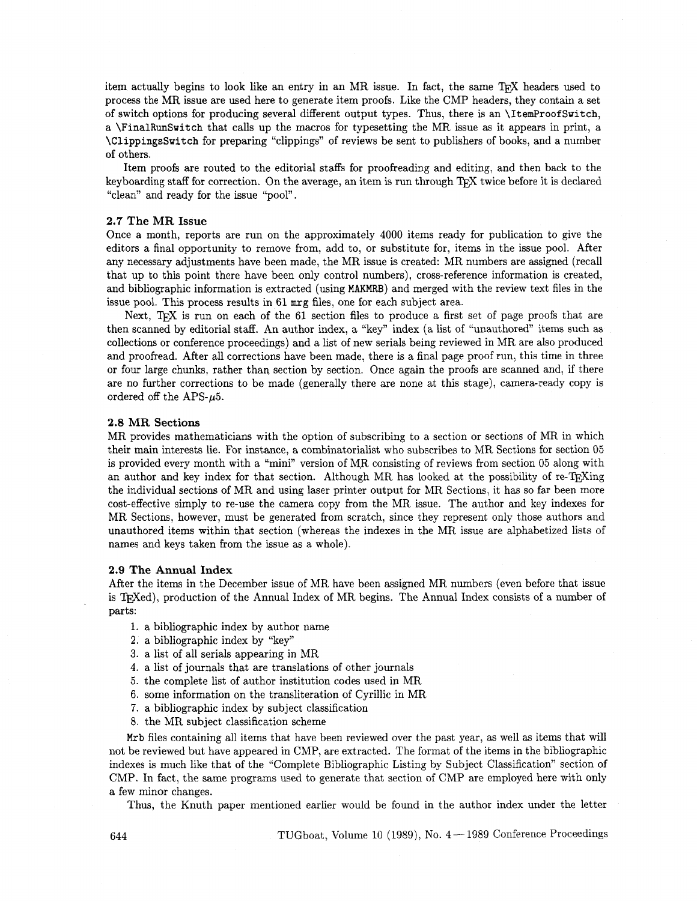item actually begins to look like an entry in an MR issue. In fact, the same TeX headers used to process the MR issue are used here to generate item proofs. Like the CMP headers, they contain a set of switch options for producing several different output types. Thus, there is an `\ItemProofSwitch`, a `\FinalRunSwitch` that calls up the macros for typesetting the MR issue as it appears in print, a `\ClippingsSwitch` for preparing "clippings" of reviews be sent to publishers of books, and a number of others.

Item proofs are routed to the editorial staffs for proofreading and editing, and then back to the keyboarding staff for correction. On the average, an item is run through TeX twice before it is declared "clean" and ready for the issue "pool".

### 2.7 The MR Issue

Once a month, reports are run on the approximately 4000 items ready for publication to give the editors a final opportunity to remove from, add to, or substitute for, items in the issue pool. After any necessary adjustments have been made, the MR issue is created: MR numbers are assigned (recall that up to this point there have been only control numbers), cross-reference information is created, and bibliographic information is extracted (using `MAKMRB`) and merged with the review text files in the issue pool. This process results in 61 `mrg` files, one for each subject area.

Next, TeX is run on each of the 61 section files to produce a first set of page proofs that are then scanned by editorial staff. An author index, a "key" index (a list of "unauthored" items such as collections or conference proceedings) and a list of new serials being reviewed in MR are also produced and proofread. After all corrections have been made, there is a final page proof run, this time in three or four large chunks, rather than section by section. Once again the proofs are scanned and, if there are no further corrections to be made (generally there are none at this stage), camera-ready copy is ordered off the APS-$\mu$5.

### 2.8 MR Sections

MR provides mathematicians with the option of subscribing to a section or sections of MR in which their main interests lie. For instance, a combinatorialist who subscribes to MR Sections for section 05 is provided every month with a "mini" version of MR consisting of reviews from section 05 along with an author and key index for that section. Although MR has looked at the possibility of re-TeXing the individual sections of MR and using laser printer output for MR Sections, it has so far been more cost-effective simply to re-use the camera copy from the MR issue. The author and key indexes for MR Sections, however, must be generated from scratch, since they represent only those authors and unauthored items within that section (whereas the indexes in the MR issue are alphabetized lists of names and keys taken from the issue as a whole).

### 2.9 The Annual Index

After the items in the December issue of MR have been assigned MR numbers (even before that issue is TeXed), production of the Annual Index of MR begins. The Annual Index consists of a number of parts:

1. a bibliographic index by author name
2. a bibliographic index by "key"
3. a list of all serials appearing in MR
4. a list of journals that are translations of other journals
5. the complete list of author institution codes used in MR
6. some information on the transliteration of Cyrillic in MR
7. a bibliographic index by subject classification
8. the MR subject classification scheme

`Mrb` files containing all items that have been reviewed over the past year, as well as items that will not be reviewed but have appeared in CMP, are extracted. The format of the items in the bibliographic indexes is much like that of the "Complete Bibliographic Listing by Subject Classification" section of CMP. In fact, the same programs used to generate that section of CMP are employed here with only a few minor changes.

Thus, the Knuth paper mentioned earlier would be found in the author index under the letter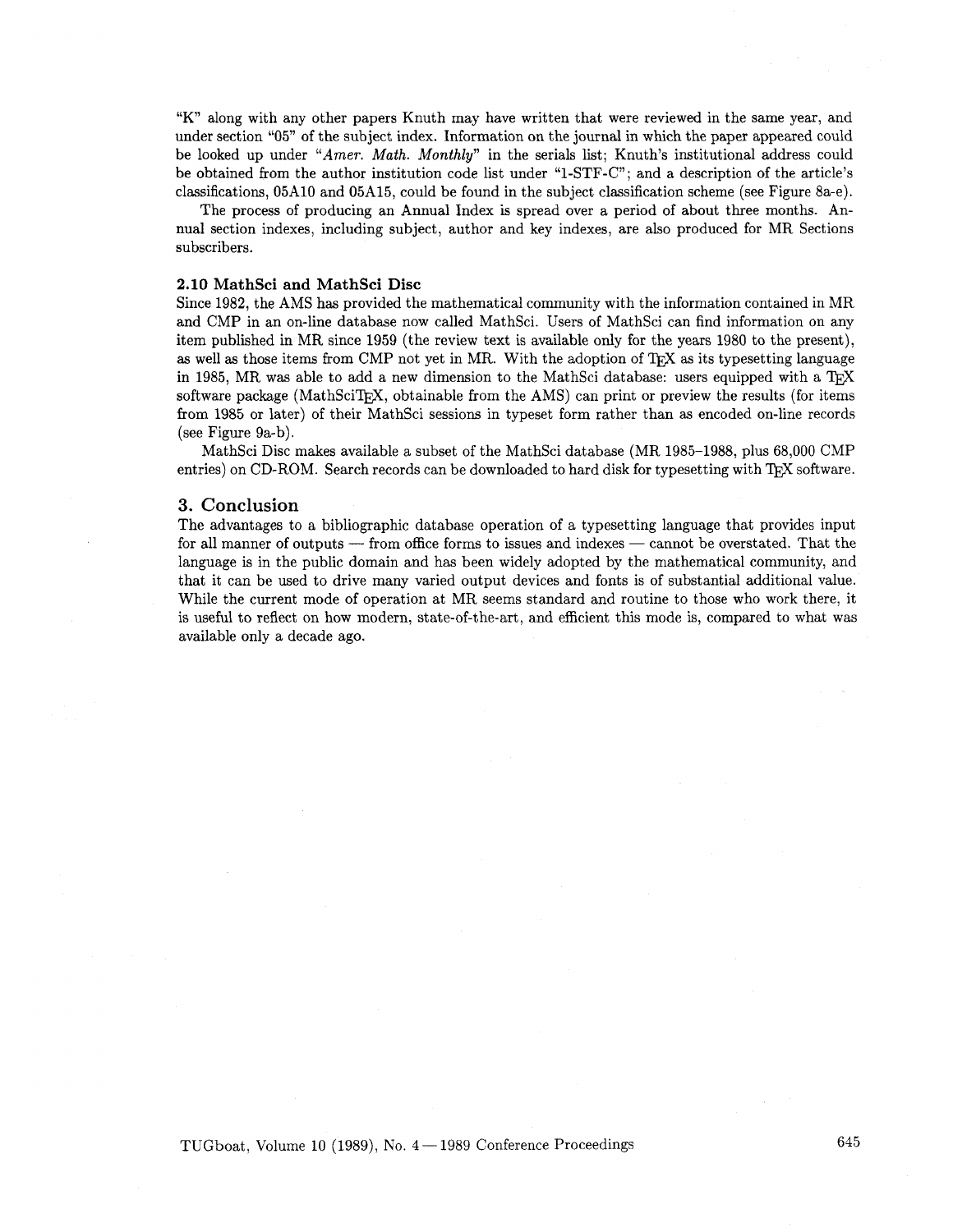"K" along with any other papers Knuth may have written that were reviewed in the same year, and under section "05" of the subject index. Information on the journal in which the paper appeared could be looked up under "*Amer. Math. Monthly*" in the serials list; Knuth's institutional address could be obtained from the author institution code list under "1-STF-C"; and a description of the article's classifications, 05A10 and 05A15, could be found in the subject classification scheme (see Figure 8a-e).

The process of producing an Annual Index is spread over a period of about three months. Annual section indexes, including subject, author and key indexes, are also produced for MR Sections subscribers.

### 2.10 MathSci and MathSci Disc

Since 1982, the AMS has provided the mathematical community with the information contained in MR and CMP in an on-line database now called MathSci. Users of MathSci can find information on any item published in MR since 1959 (the review text is available only for the years 1980 to the present), as well as those items from CMP not yet in MR. With the adoption of TeX as its typesetting language in 1985, MR was able to add a new dimension to the MathSci database: users equipped with a TeX software package (MathSciTeX, obtainable from the AMS) can print or preview the results (for items from 1985 or later) of their MathSci sessions in typeset form rather than as encoded on-line records (see Figure 9a-b).

MathSci Disc makes available a subset of the MathSci database (MR 1985–1988, plus 68,000 CMP entries) on CD-ROM. Search records can be downloaded to hard disk for typesetting with TeX software.

## 3. Conclusion

The advantages to a bibliographic database operation of a typesetting language that provides input for all manner of outputs — from office forms to issues and indexes — cannot be overstated. That the language is in the public domain and has been widely adopted by the mathematical community, and that it can be used to drive many varied output devices and fonts is of substantial additional value. While the current mode of operation at MR seems standard and routine to those who work there, it is useful to reflect on how modern, state-of-the-art, and efficient this mode is, compared to what was available only a decade ago.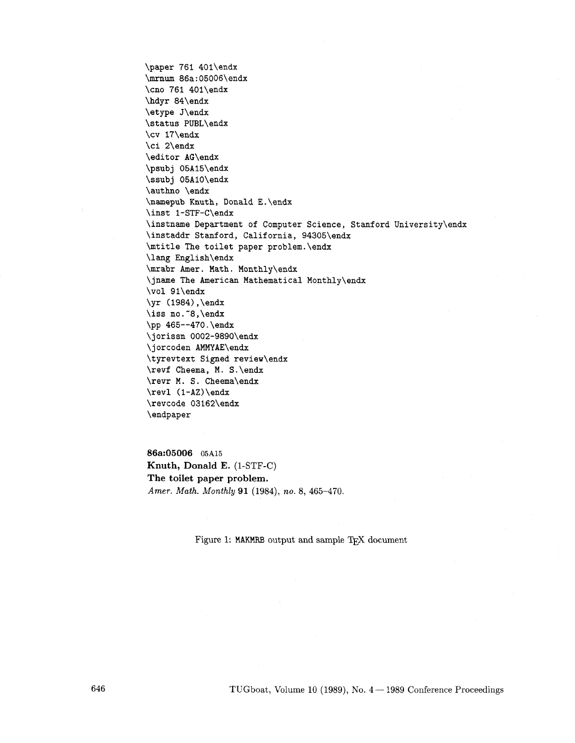```
\paper 761 401\endx
\mrnum 86a:05006\endx
\cno 761 401\endx
\hdyr 84\endx
\etype J\endx
\status PUBL\endx
\cv 17\endx
\ci 2\endx
\editor AG\endx
\psubj 05A15\endx
\ssubj 05A10\endx
\authno \endx
\namepub Knuth, Donald E.\endx
\inst 1-STF-C\endx
\instname Department of Computer Science, Stanford University\endx
\instaddr Stanford, California, 94305\endx
\mtitle The toilet paper problem.\endx
\lang English\endx
\mrabr Amer. Math. Monthly\endx
\jname The American Mathematical Monthly\endx
\vol 91\endx
\yr (1984),\endx
\iss no.~8,\endx
\pp 465--470.\endx
\jorissn 0002-9890\endx
\jorcoden AMMYAE\endx
\tyrevtext Signed review\endx
\revf Cheema, M. S.\endx
\revr M. S. Cheema\endx
\revl (1-AZ)\endx
\revcode 03162\endx
\endpaper
```

**86a:05006** 05A15
**Knuth, Donald E.** (1-STF-C)
**The toilet paper problem.**
*Amer. Math. Monthly* **91** (1984), *no.* 8, 465–470.

Figure 1: MAKMRB output and sample TEX document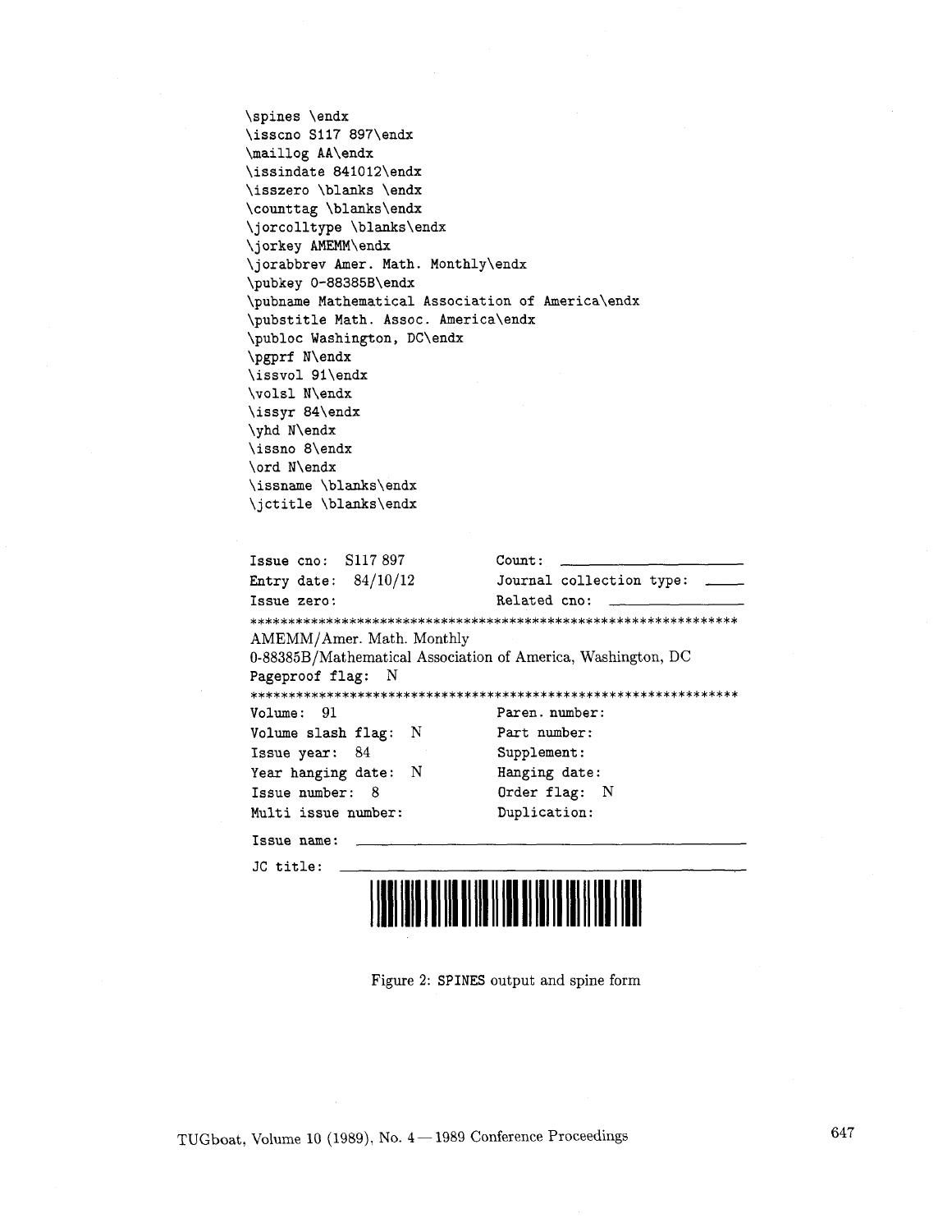```
\spines \endx
\isscno S117 897\endx
\maillog AA\endx
\issindate 841012\endx
\isszero \blanks \endx
\counttag \blanks\endx
\jorcolltype \blanks\endx
\jorkey AMEMM\endx
\jorabbrev Amer. Math. Monthly\endx
\pubkey 0-88385B\endx
\pubname Mathematical Association of America\endx
\pubstitle Math. Assoc. America\endx
\publoc Washington, DC\endx
\pgprf N\endx
\issvol 91\endx
\volsl N\endx
\issyr 84\endx
\yhd N\endx
\issno 8\endx
\ord N\endx
\issname \blanks\endx
\jctitle \blanks\endx
```

```
Issue cno:  S117 897          Count: ____________________
Entry date:  84/10/12         Journal collection type: _____
Issue zero:                   Related cno: ______________
****************************************************************
AMEMM/Amer. Math. Monthly
0-88385B/Mathematical Association of America, Washington, DC
Pageproof flag:  N
****************************************************************
Volume:  91                   Paren. number:
Volume slash flag:  N         Part number:
Issue year:  84               Supplement:
Year hanging date:  N         Hanging date:
Issue number:  8              Order flag:  N
Multi issue number:           Duplication:

Issue name: ____________________________________________

JC title: ______________________________________________
```

Figure 2: SPINES output and spine form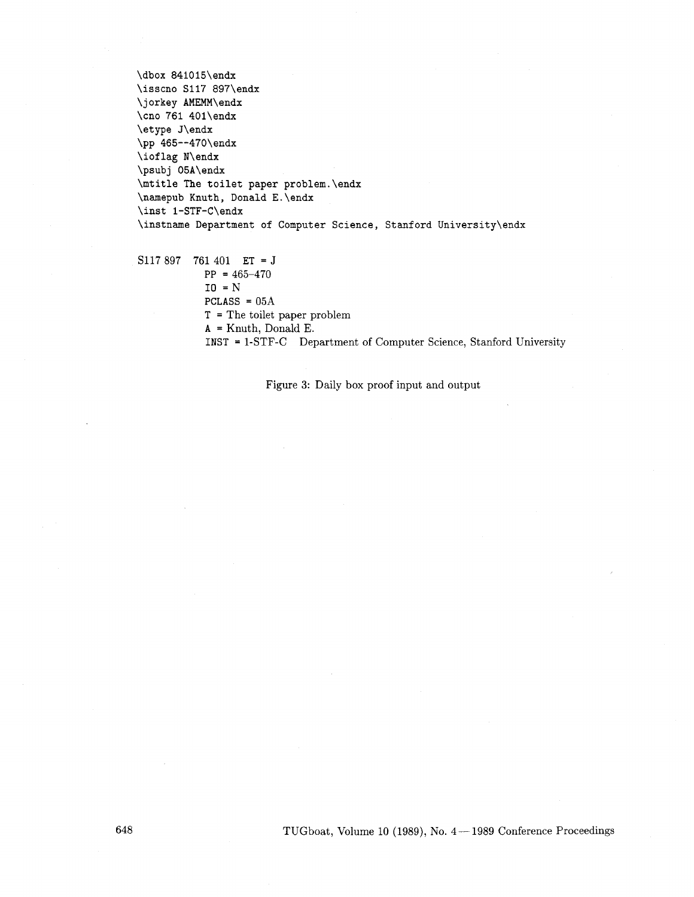```
\dbox 841015\endx
\isscno S117 897\endx
\jorkey AMEMM\endx
\cno 761 401\endx
\etype J\endx
\pp 465--470\endx
\ioflag N\endx
\psubj 05A\endx
\mtitle The toilet paper problem.\endx
\namepub Knuth, Donald E.\endx
\inst 1-STF-C\endx
\instname Department of Computer Science, Stanford University\endx
```

```
S117 897   761 401   ET = J
                     PP = 465–470
                     IO = N
                     PCLASS = 05A
                     T = The toilet paper problem
                     A = Knuth, Donald E.
                     INST = 1-STF-C   Department of Computer Science, Stanford University
```

Figure 3: Daily box proof input and output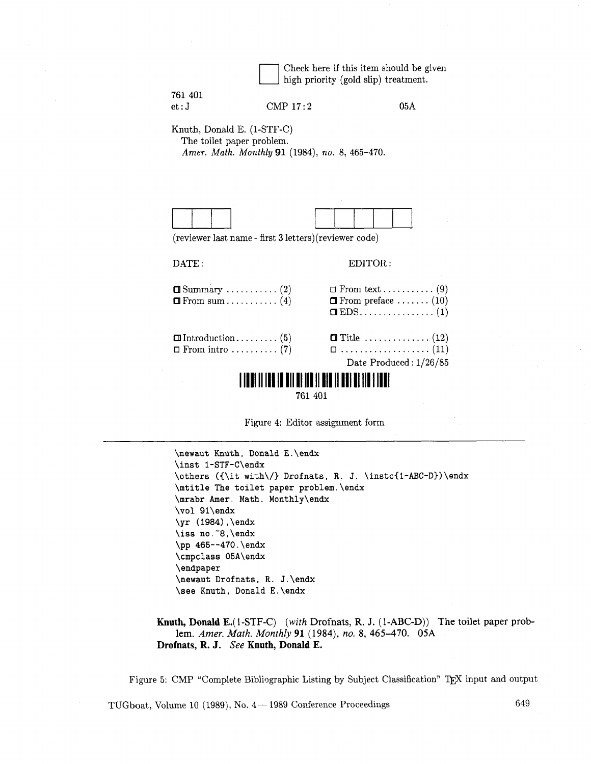☐ Check here if this item should be given high priority (gold slip) treatment.

761 401
et : J　　　　CMP 17 : 2　　　　05A

Knuth, Donald E. (1-STF-C)
The toilet paper problem.
*Amer. Math. Monthly* **91** (1984), *no.* 8, 465–470.

☐☐☐　　☐☐☐☐☐

(reviewer last name - first 3 letters)(reviewer code)

DATE :　　　　EDITOR :

| | |
|---|---|
| ☐ Summary ........... (2) | ☐ From text ........... (9) |
| ☐ From sum ........... (4) | ☐ From preface ....... (10) |
| | ☐ EDS ................ (1) |
| ☐ Introduction ......... (5) | ☐ Title .............. (12) |
| ☐ From intro .......... (7) | ☐ ................... (11) |

Date Produced : 1/26/85

761 401

Figure 4: Editor assignment form

```
\newaut Knuth, Donald E.\endx
\inst 1-STF-C\endx
\others ({\it with\/} Drofnats, R. J. \instc{1-ABC-D})\endx
\mtitle The toilet paper problem.\endx
\mrabr Amer. Math. Monthly\endx
\vol 91\endx
\yr (1984),\endx
\iss no.~8,\endx
\pp 465--470.\endx
\cmpclass 05A\endx
\endpaper
\newaut Drofnats, R. J.\endx
\see Knuth, Donald E.\endx
```

**Knuth, Donald E.**(1-STF-C) (*with* Drofnats, R. J. (1-ABC-D)) The toilet paper problem. *Amer. Math. Monthly* **91** (1984), *no.* 8, 465–470. 05A
**Drofnats, R. J.** *See* **Knuth, Donald E.**

Figure 5: CMP "Complete Bibliographic Listing by Subject Classification" TEX input and output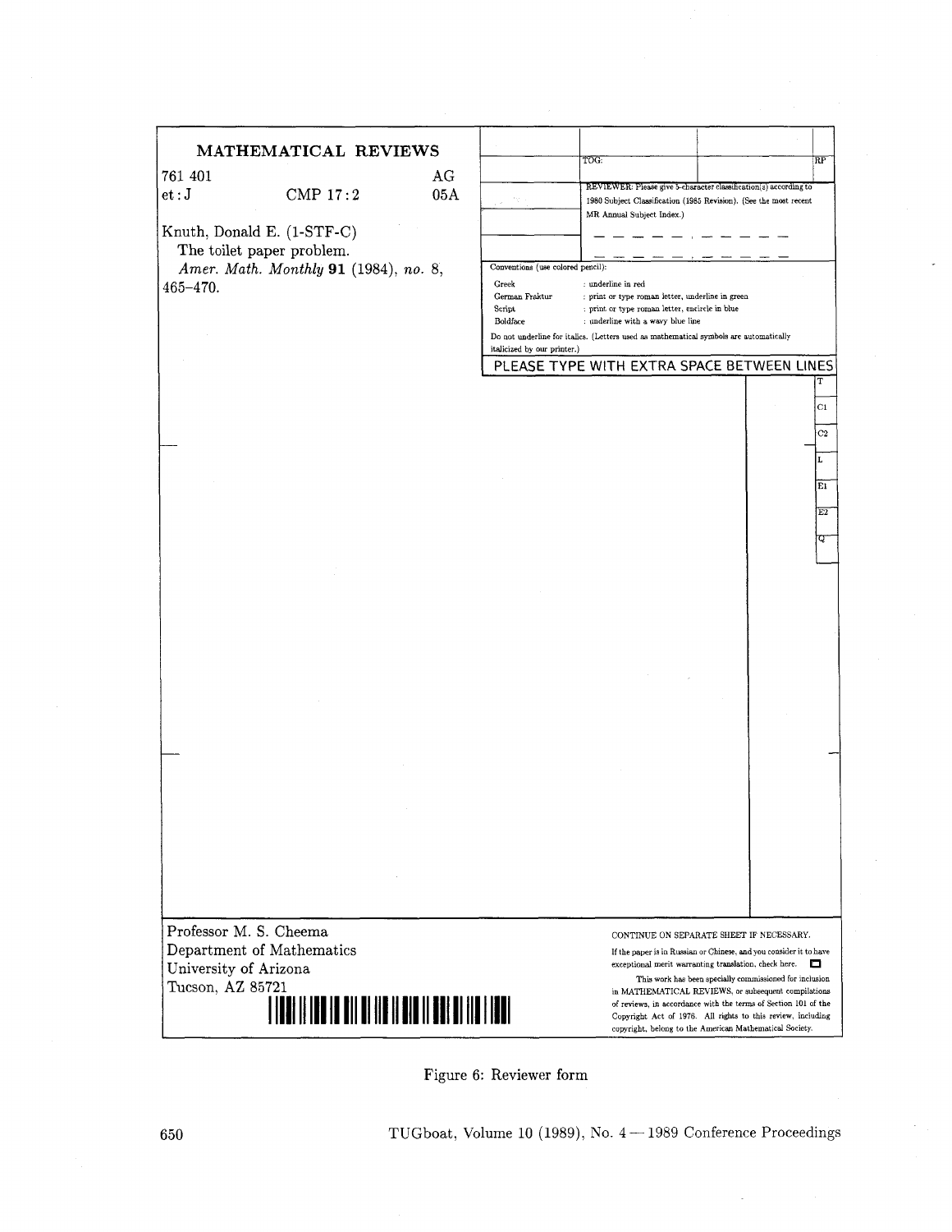**MATHEMATICAL REVIEWS**

761 401 AG
et : J CMP 17 : 2 05A

Knuth, Donald E. (1-STF-C)
The toilet paper problem.
*Amer. Math. Monthly* **91** (1984), *no.* 8, 465–470.

TOG: RP

REVIEWER: Please give 5-character classification(s) according to 1980 Subject Classification (1985 Revision). (See the most recent MR Annual Subject Index.)

\_ \_ \_ \_ \_ , \_ \_ \_ \_ \_
\_ \_ \_ \_ \_ , \_ \_ \_ \_ \_

Conventions (use colored pencil):

| | |
|---|---|
| Greek | : underline in red |
| German Fraktur | : print or type roman letter, underline in green |
| Script | : print or type roman letter, encircle in blue |
| Boldface | : underline with a wavy blue line |

Do not underline for italics. (Letters used as mathematical symbols are automatically italicized by our printer.)

PLEASE TYPE WITH EXTRA SPACE BETWEEN LINES

T
C1
C2
L
E1
E2
Q

Professor M. S. Cheema
Department of Mathematics
University of Arizona
Tucson, AZ 85721

CONTINUE ON SEPARATE SHEET IF NECESSARY.

If the paper is in Russian or Chinese, and you consider it to have exceptional merit warranting translation, check here. ☐

This work has been specially commissioned for inclusion in MATHEMATICAL REVIEWS, or subsequent compilations of reviews, in accordance with the terms of Section 101 of the Copyright Act of 1976. All rights to this review, including copyright, belong to the American Mathematical Society.

Figure 6: Reviewer form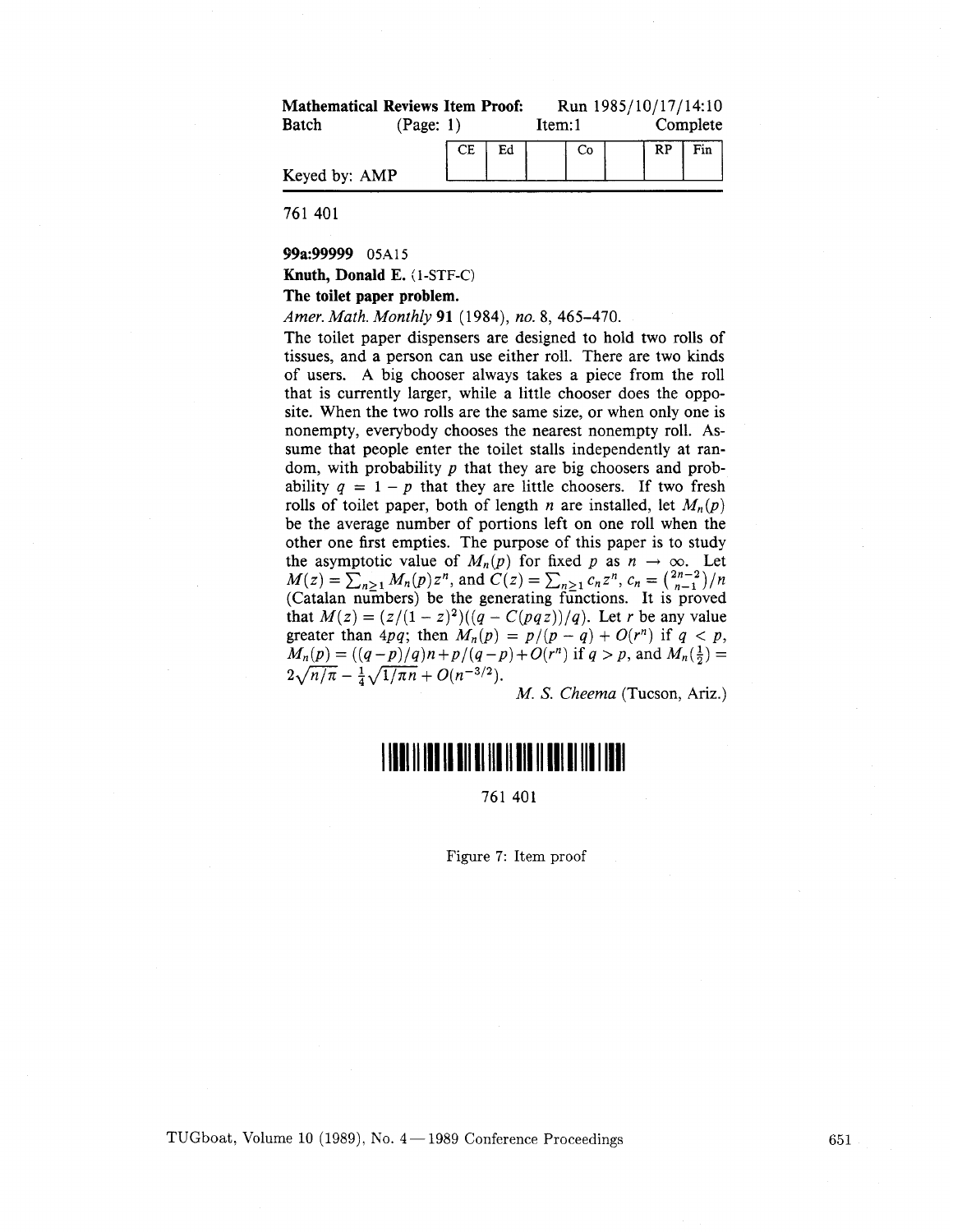**Mathematical Reviews Item Proof:** Run 1985/10/17/14:10
Batch (Page: 1) Item:1 Complete

| CE | Ed | | Co | | RP | Fin |
|---|---|---|---|---|---|---|
| | | | | | | |

Keyed by: AMP

761 401

**99a:99999** 05A15
**Knuth, Donald E.** (1-STF-C)
**The toilet paper problem.**
*Amer. Math. Monthly* **91** (1984), *no.* 8, 465–470.

The toilet paper dispensers are designed to hold two rolls of tissues, and a person can use either roll. There are two kinds of users. A big chooser always takes a piece from the roll that is currently larger, while a little chooser does the opposite. When the two rolls are the same size, or when only one is nonempty, everybody chooses the nearest nonempty roll. Assume that people enter the toilet stalls independently at random, with probability $p$ that they are big choosers and probability $q = 1 - p$ that they are little choosers. If two fresh rolls of toilet paper, both of length $n$ are installed, let $M_n(p)$ be the average number of portions left on one roll when the other one first empties. The purpose of this paper is to study the asymptotic value of $M_n(p)$ for fixed $p$ as $n \to \infty$. Let $M(z) = \sum_{n \geq 1} M_n(p) z^n$, and $C(z) = \sum_{n \geq 1} c_n z^n$, $c_n = \binom{2n-2}{n-1}/n$ (Catalan numbers) be the generating functions. It is proved that $M(z) = (z/(1-z)^2)((q - C(pqz))/q)$. Let $r$ be any value greater than $4pq$; then $M_n(p) = p/(p-q) + O(r^n)$ if $q < p$, $M_n(p) = ((q-p)/q)n + p/(q-p) + O(r^n)$ if $q > p$, and $M_n(\frac{1}{2}) = 2\sqrt{n/\pi} - \frac{1}{4}\sqrt{1/\pi n} + O(n^{-3/2})$.

*M. S. Cheema* (Tucson, Ariz.)

761 401

Figure 7: Item proof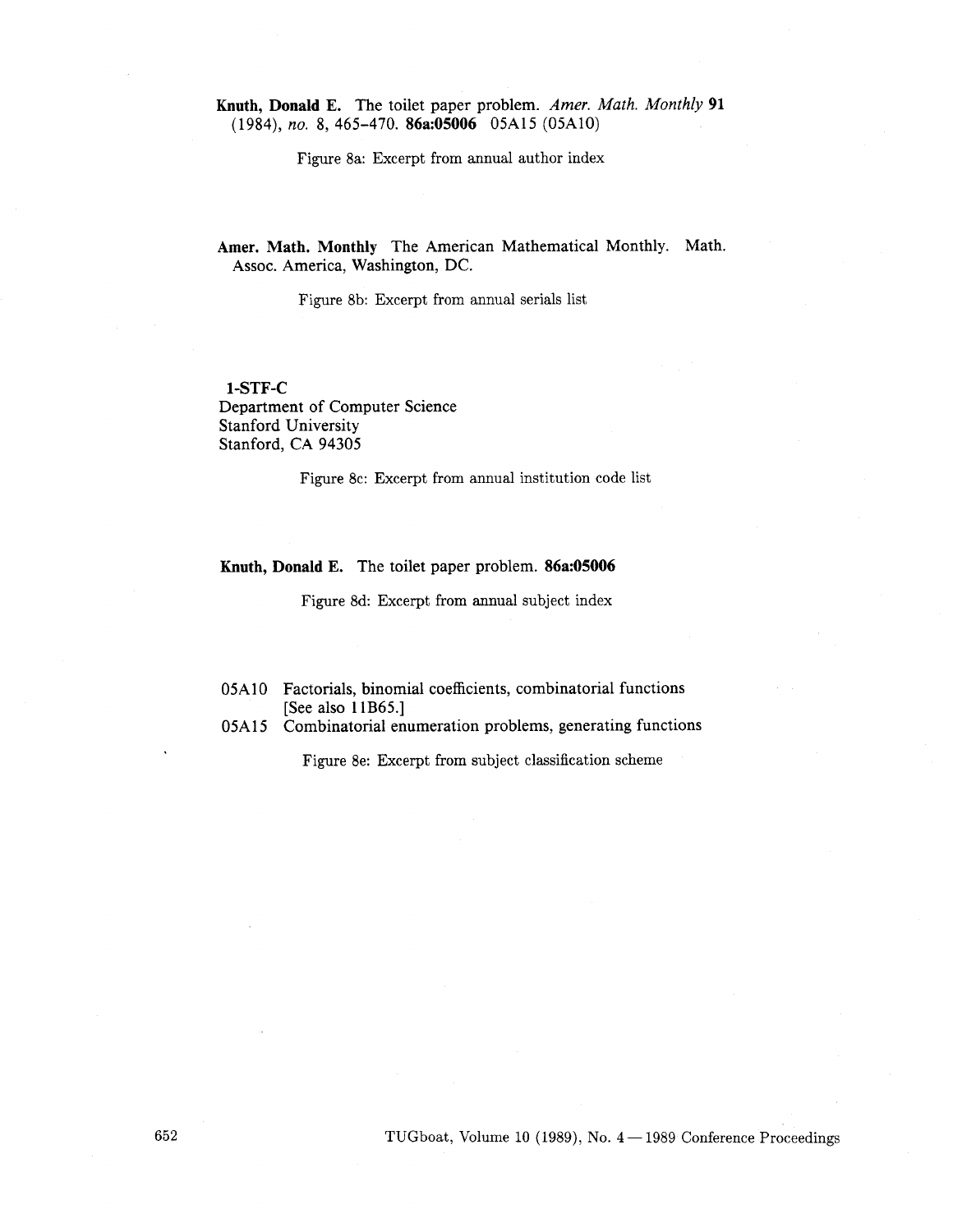**Knuth, Donald E.** The toilet paper problem. *Amer. Math. Monthly* **91** (1984), *no.* 8, 465–470. **86a:05006** 05A15 (05A10)

Figure 8a: Excerpt from annual author index

**Amer. Math. Monthly** The American Mathematical Monthly. Math. Assoc. America, Washington, DC.

Figure 8b: Excerpt from annual serials list

**1-STF-C**
Department of Computer Science
Stanford University
Stanford, CA 94305

Figure 8c: Excerpt from annual institution code list

**Knuth, Donald E.** The toilet paper problem. **86a:05006**

Figure 8d: Excerpt from annual subject index

05A10 Factorials, binomial coefficients, combinatorial functions [See also 11B65.]
05A15 Combinatorial enumeration problems, generating functions

Figure 8e: Excerpt from subject classification scheme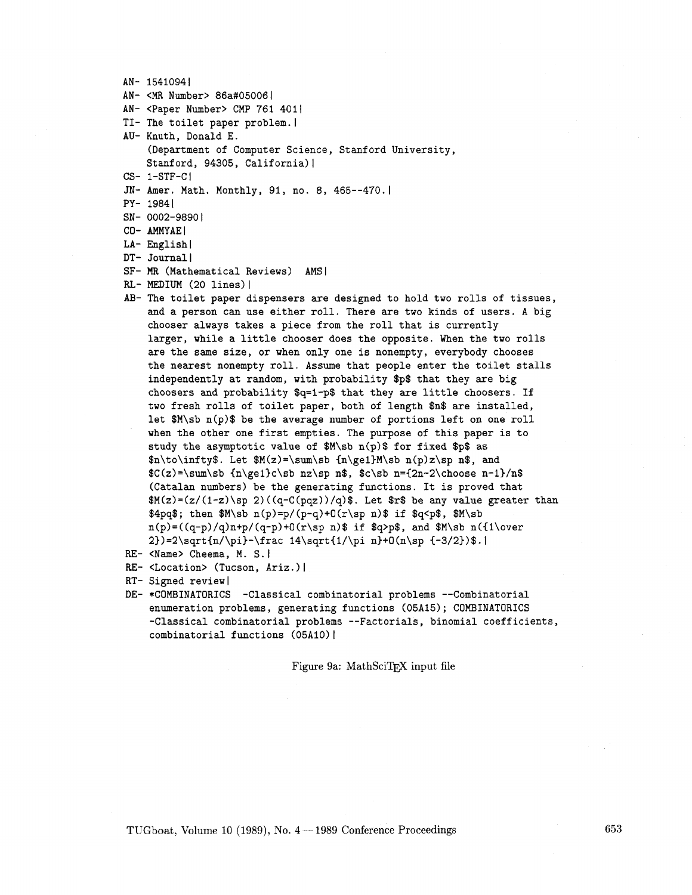```
AN- 1541094|
AN- <MR Number> 86a#05006|
AN- <Paper Number> CMP 761 401|
TI- The toilet paper problem.|
AU- Knuth, Donald E.
    (Department of Computer Science, Stanford University,
    Stanford, 94305, California)|
CS- 1-STF-C|
JN- Amer. Math. Monthly, 91, no. 8, 465--470.|
PY- 1984|
SN- 0002-9890|
CO- AMMYAE|
LA- English|
DT- Journal|
SF- MR (Mathematical Reviews)  AMS|
RL- MEDIUM (20 lines)|
AB- The toilet paper dispensers are designed to hold two rolls of tissues,
    and a person can use either roll. There are two kinds of users. A big
    chooser always takes a piece from the roll that is currently
    larger, while a little chooser does the opposite. When the two rolls
    are the same size, or when only one is nonempty, everybody chooses
    the nearest nonempty roll. Assume that people enter the toilet stalls
    independently at random, with probability $p$ that they are big
    choosers and probability $q=1-p$ that they are little choosers. If
    two fresh rolls of toilet paper, both of length $n$ are installed,
    let $M\sb n(p)$ be the average number of portions left on one roll
    when the other one first empties. The purpose of this paper is to
    study the asymptotic value of $M\sb n(p)$ for fixed $p$ as
    $n\to\infty$. Let $M(z)=\sum\sb {n\ge1}M\sb n(p)z\sp n$, and
    $C(z)=\sum\sb {n\ge1}c\sb nz\sp n$, $c\sb n={2n-2\choose n-1}/n$
    (Catalan numbers) be the generating functions. It is proved that
    $M(z)=(z/(1-z)\sp 2)((q-C(pqz))/q)$. Let $r$ be any value greater than
    $4pq$; then $M\sb n(p)=p/(p-q)+O(r\sp n)$ if $q<p$, $M\sb
    n(p)=((q-p)/q)n+p/(q-p)+O(r\sp n)$ if $q>p$, and $M\sb n({1\over
    2})=2\sqrt{n/\pi}-\frac 14\sqrt{1/\pi n}+O(n\sp {-3/2})$.|
RE- <Name> Cheema, M. S.|
RE- <Location> (Tucson, Ariz.)|
RT- Signed review|
DE- *COMBINATORICS  -Classical combinatorial problems --Combinatorial
    enumeration problems, generating functions (05A15); COMBINATORICS
    -Classical combinatorial problems --Factorials, binomial coefficients,
    combinatorial functions (05A10)|
```

Figure 9a: MathSciTEX input file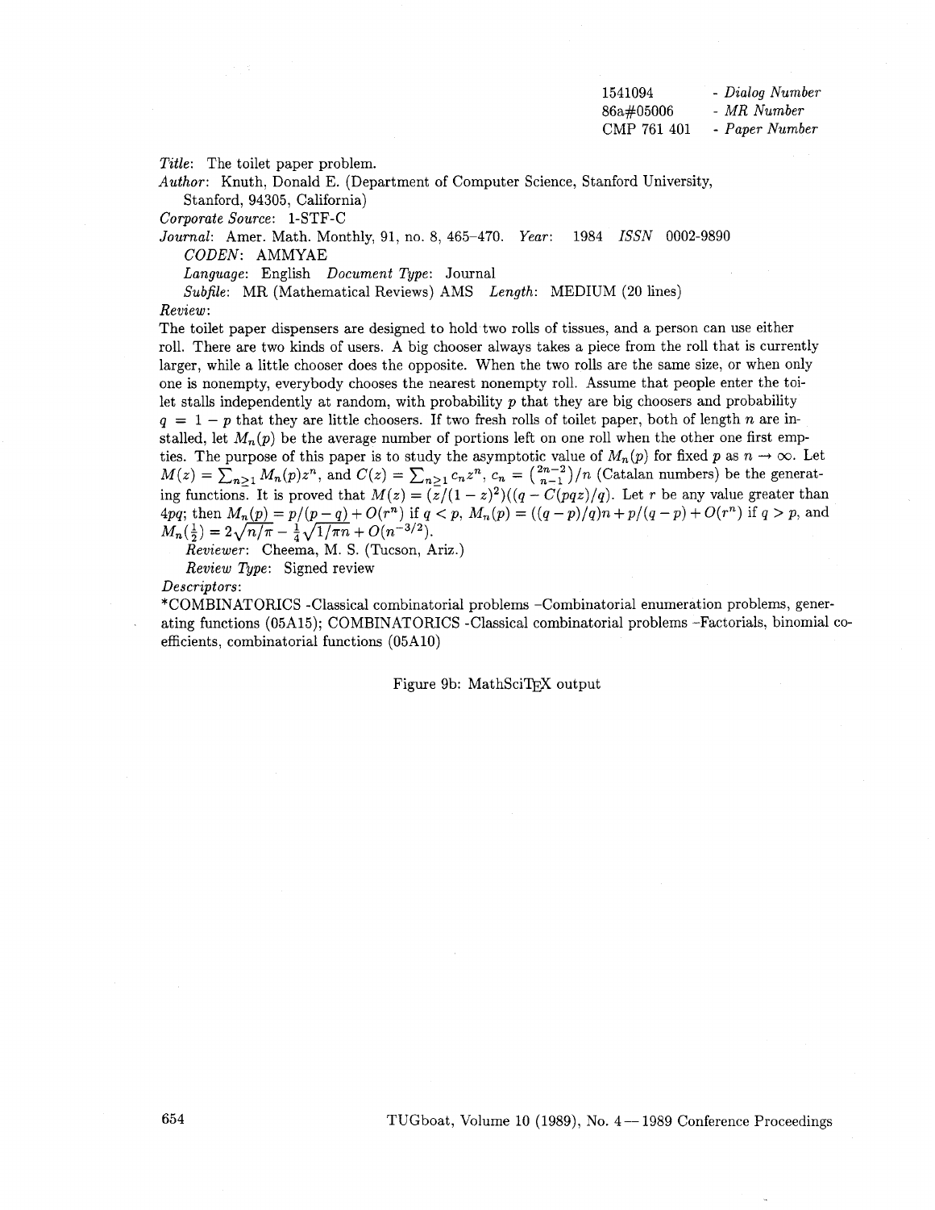1541094 - *Dialog Number*
86a#05006 - *MR Number*
CMP 761 401 - *Paper Number*

*Title*: The toilet paper problem.
*Author*: Knuth, Donald E. (Department of Computer Science, Stanford University, Stanford, 94305, California)
*Corporate Source*: 1-STF-C
*Journal*: Amer. Math. Monthly, 91, no. 8, 465–470. *Year*: 1984 *ISSN* 0002-9890
*CODEN*: AMMYAE
*Language*: English *Document Type*: Journal
*Subfile*: MR (Mathematical Reviews) AMS *Length*: MEDIUM (20 lines)
*Review*:
The toilet paper dispensers are designed to hold two rolls of tissues, and a person can use either roll. There are two kinds of users. A big chooser always takes a piece from the roll that is currently larger, while a little chooser does the opposite. When the two rolls are the same size, or when only one is nonempty, everybody chooses the nearest nonempty roll. Assume that people enter the toilet stalls independently at random, with probability $p$ that they are big choosers and probability $q = 1 - p$ that they are little choosers. If two fresh rolls of toilet paper, both of length $n$ are installed, let $M_n(p)$ be the average number of portions left on one roll when the other one first empties. The purpose of this paper is to study the asymptotic value of $M_n(p)$ for fixed $p$ as $n \to \infty$. Let $M(z) = \sum_{n\geq 1} M_n(p)z^n$, and $C(z) = \sum_{n\geq 1} c_n z^n$, $c_n = \binom{2n-2}{n-1}/n$ (Catalan numbers) be the generating functions. It is proved that $M(z) = (z/(1-z)^2)((q - C(pqz)/q)$. Let $r$ be any value greater than $4pq$; then $M_n(p) = p/(p-q) + O(r^n)$ if $q < p$, $M_n(p) = ((q-p)/q)n + p/(q-p) + O(r^n)$ if $q > p$, and $M_n(\frac{1}{2}) = 2\sqrt{n/\pi} - \frac{1}{4}\sqrt{1/\pi n} + O(n^{-3/2})$.
*Reviewer*: Cheema, M. S. (Tucson, Ariz.)
*Review Type*: Signed review
*Descriptors*:
*COMBINATORICS -Classical combinatorial problems -Combinatorial enumeration problems, generating functions (05A15); COMBINATORICS -Classical combinatorial problems -Factorials, binomial coefficients, combinatorial functions (05A10)

Figure 9b: MathSciTEX output